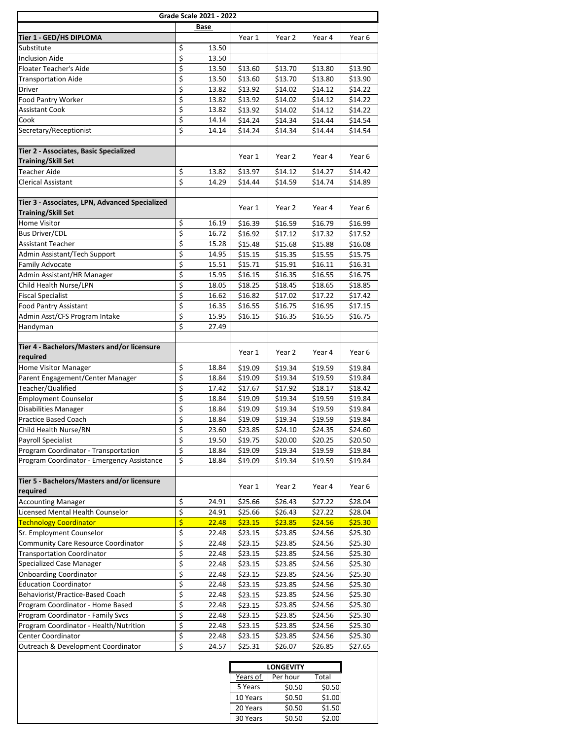| Grade Scale 2021 - 2022 | | | | | |
|---|---|---|---|---|---|
| | Base | | | | |
| **Tier 1 - GED/HS DIPLOMA** | | Year 1 | Year 2 | Year 4 | Year 6 |
| Substitute | $ 13.50 | | | | |
| Inclusion Aide | $ 13.50 | | | | |
| Floater Teacher's Aide | $ 13.50 | $13.60 | $13.70 | $13.80 | $13.90 |
| Transportation Aide | $ 13.50 | $13.60 | $13.70 | $13.80 | $13.90 |
| Driver | $ 13.82 | $13.92 | $14.02 | $14.12 | $14.22 |
| Food Pantry Worker | $ 13.82 | $13.92 | $14.02 | $14.12 | $14.22 |
| Assistant Cook | $ 13.82 | $13.92 | $14.02 | $14.12 | $14.22 |
| Cook | $ 14.14 | $14.24 | $14.34 | $14.44 | $14.54 |
| Secretary/Receptionist | $ 14.14 | $14.24 | $14.34 | $14.44 | $14.54 |
| | | | | | |
| **Tier 2 - Associates, Basic Specialized Training/Skill Set** | | Year 1 | Year 2 | Year 4 | Year 6 |
| Teacher Aide | $ 13.82 | $13.97 | $14.12 | $14.27 | $14.42 |
| Clerical Assistant | $ 14.29 | $14.44 | $14.59 | $14.74 | $14.89 |
| | | | | | |
| **Tier 3 - Associates, LPN, Advanced Specialized Training/Skill Set** | | Year 1 | Year 2 | Year 4 | Year 6 |
| Home Visitor | $ 16.19 | $16.39 | $16.59 | $16.79 | $16.99 |
| Bus Driver/CDL | $ 16.72 | $16.92 | $17.12 | $17.32 | $17.52 |
| Assistant Teacher | $ 15.28 | $15.48 | $15.68 | $15.88 | $16.08 |
| Admin Assistant/Tech Support | $ 14.95 | $15.15 | $15.35 | $15.55 | $15.75 |
| Family Advocate | $ 15.51 | $15.71 | $15.91 | $16.11 | $16.31 |
| Admin Assistant/HR Manager | $ 15.95 | $16.15 | $16.35 | $16.55 | $16.75 |
| Child Health Nurse/LPN | $ 18.05 | $18.25 | $18.45 | $18.65 | $18.85 |
| Fiscal Specialist | $ 16.62 | $16.82 | $17.02 | $17.22 | $17.42 |
| Food Pantry Assistant | $ 16.35 | $16.55 | $16.75 | $16.95 | $17.15 |
| Admin Asst/CFS Program Intake | $ 15.95 | $16.15 | $16.35 | $16.55 | $16.75 |
| Handyman | $ 27.49 | | | | |
| | | | | | |
| **Tier 4 - Bachelors/Masters and/or licensure required** | | Year 1 | Year 2 | Year 4 | Year 6 |
| Home Visitor Manager | $ 18.84 | $19.09 | $19.34 | $19.59 | $19.84 |
| Parent Engagement/Center Manager | $ 18.84 | $19.09 | $19.34 | $19.59 | $19.84 |
| Teacher/Qualified | $ 17.42 | $17.67 | $17.92 | $18.17 | $18.42 |
| Employment Counselor | $ 18.84 | $19.09 | $19.34 | $19.59 | $19.84 |
| Disabilities Manager | $ 18.84 | $19.09 | $19.34 | $19.59 | $19.84 |
| Practice Based Coach | $ 18.84 | $19.09 | $19.34 | $19.59 | $19.84 |
| Child Health Nurse/RN | $ 23.60 | $23.85 | $24.10 | $24.35 | $24.60 |
| Payroll Specialist | $ 19.50 | $19.75 | $20.00 | $20.25 | $20.50 |
| Program Coordinator - Transportation | $ 18.84 | $19.09 | $19.34 | $19.59 | $19.84 |
| Program Coordinator - Emergency Assistance | $ 18.84 | $19.09 | $19.34 | $19.59 | $19.84 |
| | | | | | |
| **Tier 5 - Bachelors/Masters and/or licensure required** | | Year 1 | Year 2 | Year 4 | Year 6 |
| Accounting Manager | $ 24.91 | $25.66 | $26.43 | $27.22 | $28.04 |
| Licensed Mental Health Counselor | $ 24.91 | $25.66 | $26.43 | $27.22 | $28.04 |
| Technology Coordinator | $ 22.48 | $23.15 | $23.85 | $24.56 | $25.30 |
| Sr. Employment Counselor | $ 22.48 | $23.15 | $23.85 | $24.56 | $25.30 |
| Community Care Resource Coordinator | $ 22.48 | $23.15 | $23.85 | $24.56 | $25.30 |
| Transportation Coordinator | $ 22.48 | $23.15 | $23.85 | $24.56 | $25.30 |
| Specialized Case Manager | $ 22.48 | $23.15 | $23.85 | $24.56 | $25.30 |
| Onboarding Coordinator | $ 22.48 | $23.15 | $23.85 | $24.56 | $25.30 |
| Education Coordinator | $ 22.48 | $23.15 | $23.85 | $24.56 | $25.30 |
| Behaviorist/Practice-Based Coach | $ 22.48 | $23.15 | $23.85 | $24.56 | $25.30 |
| Program Coordinator - Home Based | $ 22.48 | $23.15 | $23.85 | $24.56 | $25.30 |
| Program Coordinator - Family Svcs | $ 22.48 | $23.15 | $23.85 | $24.56 | $25.30 |
| Program Coordinator - Health/Nutrition | $ 22.48 | $23.15 | $23.85 | $24.56 | $25.30 |
| Center Coordinator | $ 22.48 | $23.15 | $23.85 | $24.56 | $25.30 |
| Outreach & Development Coordinator | $ 24.57 | $25.31 | $26.07 | $26.85 | $27.65 |

| LONGEVITY | | |
|---|---|---|
| Years of | Per hour | Total |
| 5 Years | $0.50 | $0.50 |
| 10 Years | $0.50 | $1.00 |
| 20 Years | $0.50 | $1.50 |
| 30 Years | $0.50 | $2.00 |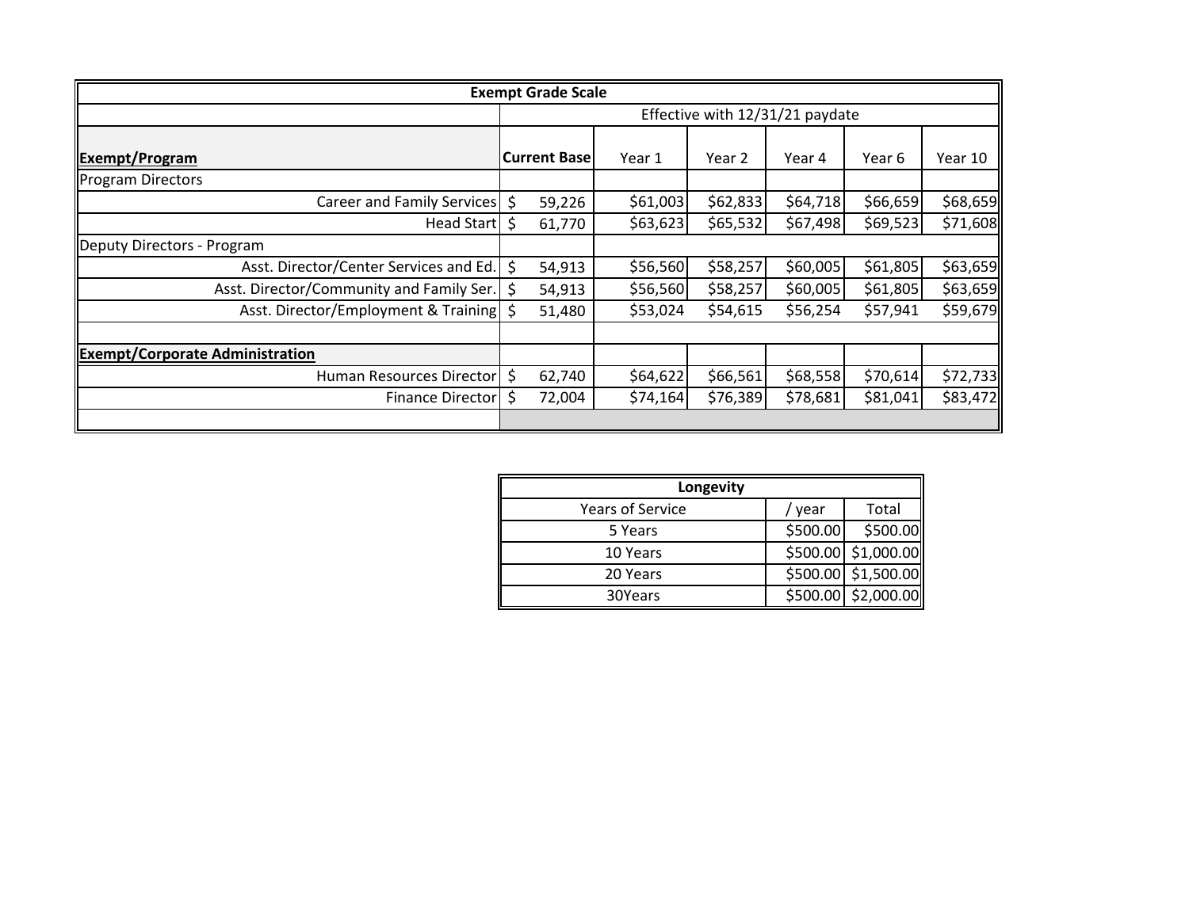| Exempt Grade Scale | | | | | | |
|---|---|---|---|---|---|---|
| | Effective with 12/31/21 paydate | | | | | |
| **Exempt/Program** | **Current Base** | Year 1 | Year 2 | Year 4 | Year 6 | Year 10 |
| Program Directors | | | | | | |
| Career and Family Services | $ 59,226 | $61,003 | $62,833 | $64,718 | $66,659 | $68,659 |
| Head Start | $ 61,770 | $63,623 | $65,532 | $67,498 | $69,523 | $71,608 |
| Deputy Directors - Program | | | | | | |
| Asst. Director/Center Services and Ed. | $ 54,913 | $56,560 | $58,257 | $60,005 | $61,805 | $63,659 |
| Asst. Director/Community and Family Ser. | $ 54,913 | $56,560 | $58,257 | $60,005 | $61,805 | $63,659 |
| Asst. Director/Employment & Training | $ 51,480 | $53,024 | $54,615 | $56,254 | $57,941 | $59,679 |
| | | | | | | |
| **Exempt/Corporate Administration** | | | | | | |
| Human Resources Director | $ 62,740 | $64,622 | $66,561 | $68,558 | $70,614 | $72,733 |
| Finance Director | $ 72,004 | $74,164 | $76,389 | $78,681 | $81,041 | $83,472 |

| Longevity | | |
|---|---|---|
| Years of Service | / year | Total |
| 5 Years | $500.00 | $500.00 |
| 10 Years | $500.00 | $1,000.00 |
| 20 Years | $500.00 | $1,500.00 |
| 30Years | $500.00 | $2,000.00 |